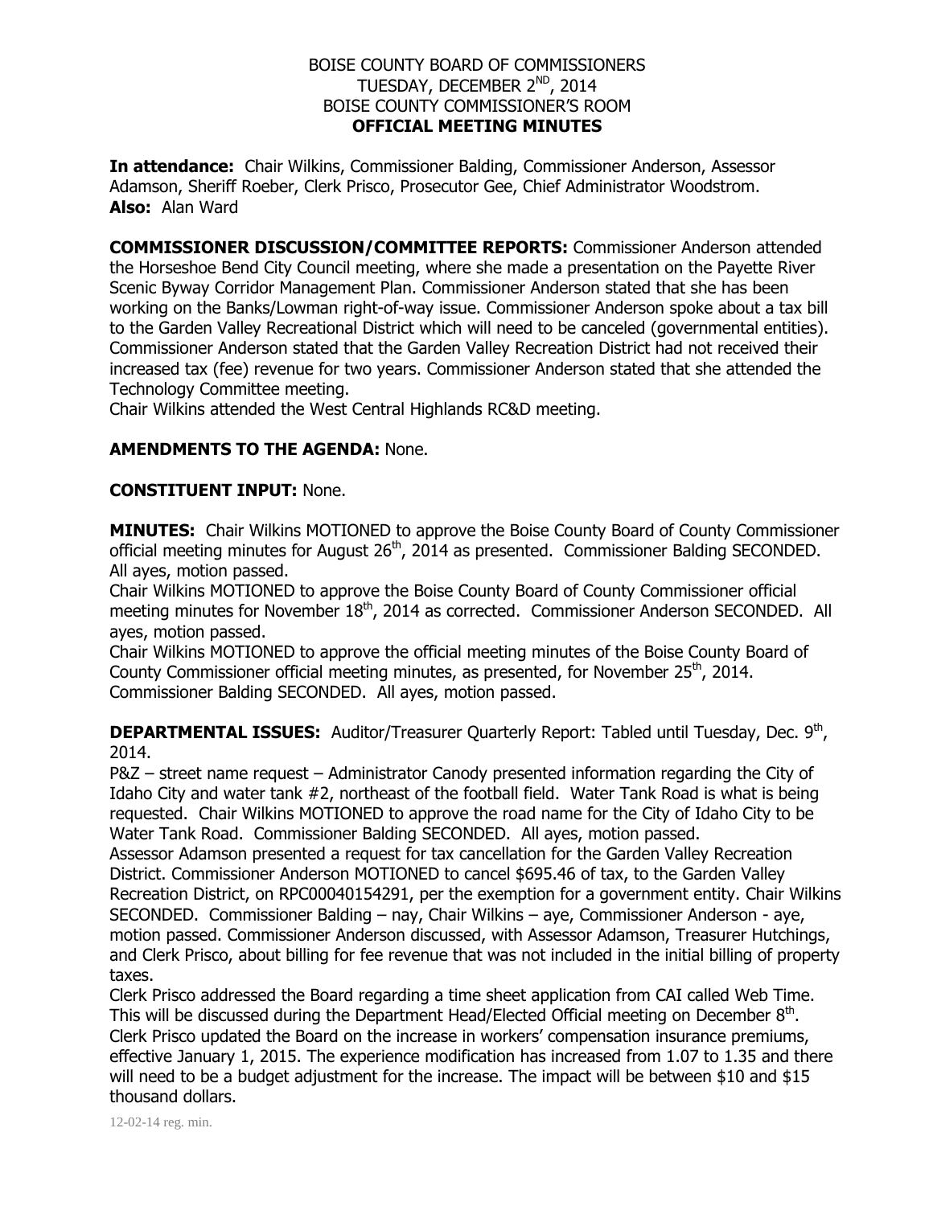BOISE COUNTY BOARD OF COMMISSIONERS
TUESDAY, DECEMBER 2[ND], 2014
BOISE COUNTY COMMISSIONER'S ROOM
**OFFICIAL MEETING MINUTES**

**In attendance:** Chair Wilkins, Commissioner Balding, Commissioner Anderson, Assessor Adamson, Sheriff Roeber, Clerk Prisco, Prosecutor Gee, Chief Administrator Woodstrom.
**Also:** Alan Ward

**COMMISSIONER DISCUSSION/COMMITTEE REPORTS:** Commissioner Anderson attended the Horseshoe Bend City Council meeting, where she made a presentation on the Payette River Scenic Byway Corridor Management Plan. Commissioner Anderson stated that she has been working on the Banks/Lowman right-of-way issue. Commissioner Anderson spoke about a tax bill to the Garden Valley Recreational District which will need to be canceled (governmental entities). Commissioner Anderson stated that the Garden Valley Recreation District had not received their increased tax (fee) revenue for two years. Commissioner Anderson stated that she attended the Technology Committee meeting.
Chair Wilkins attended the West Central Highlands RC&D meeting.

**AMENDMENTS TO THE AGENDA:** None.

**CONSTITUENT INPUT:** None.

**MINUTES:** Chair Wilkins MOTIONED to approve the Boise County Board of County Commissioner official meeting minutes for August 26[th], 2014 as presented. Commissioner Balding SECONDED. All ayes, motion passed.
Chair Wilkins MOTIONED to approve the Boise County Board of County Commissioner official meeting minutes for November 18[th], 2014 as corrected. Commissioner Anderson SECONDED. All ayes, motion passed.
Chair Wilkins MOTIONED to approve the official meeting minutes of the Boise County Board of County Commissioner official meeting minutes, as presented, for November 25[th], 2014. Commissioner Balding SECONDED. All ayes, motion passed.

**DEPARTMENTAL ISSUES:** Auditor/Treasurer Quarterly Report: Tabled until Tuesday, Dec. 9[th], 2014.
P&Z – street name request – Administrator Canody presented information regarding the City of Idaho City and water tank #2, northeast of the football field. Water Tank Road is what is being requested. Chair Wilkins MOTIONED to approve the road name for the City of Idaho City to be Water Tank Road. Commissioner Balding SECONDED. All ayes, motion passed.
Assessor Adamson presented a request for tax cancellation for the Garden Valley Recreation District. Commissioner Anderson MOTIONED to cancel $695.46 of tax, to the Garden Valley Recreation District, on RPC00040154291, per the exemption for a government entity. Chair Wilkins SECONDED. Commissioner Balding – nay, Chair Wilkins – aye, Commissioner Anderson - aye, motion passed. Commissioner Anderson discussed, with Assessor Adamson, Treasurer Hutchings, and Clerk Prisco, about billing for fee revenue that was not included in the initial billing of property taxes.
Clerk Prisco addressed the Board regarding a time sheet application from CAI called Web Time. This will be discussed during the Department Head/Elected Official meeting on December 8[th].
Clerk Prisco updated the Board on the increase in workers' compensation insurance premiums, effective January 1, 2015. The experience modification has increased from 1.07 to 1.35 and there will need to be a budget adjustment for the increase. The impact will be between $10 and $15 thousand dollars.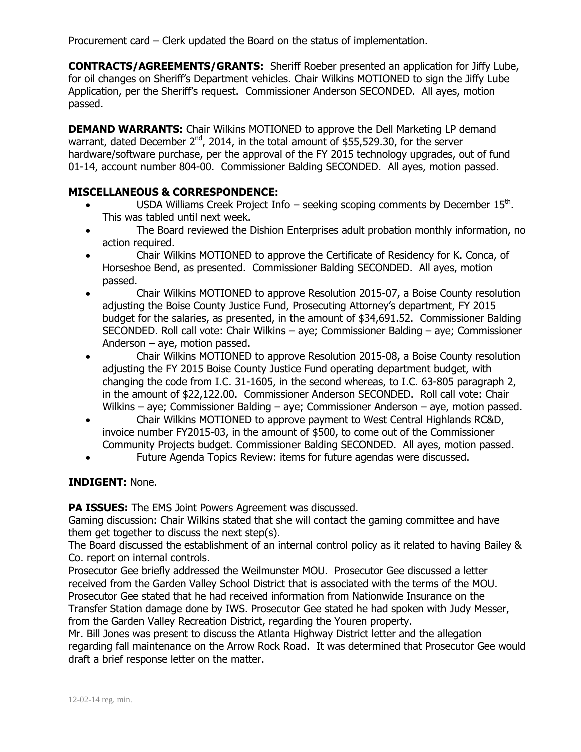Procurement card – Clerk updated the Board on the status of implementation.

**CONTRACTS/AGREEMENTS/GRANTS:** Sheriff Roeber presented an application for Jiffy Lube, for oil changes on Sheriff's Department vehicles. Chair Wilkins MOTIONED to sign the Jiffy Lube Application, per the Sheriff's request. Commissioner Anderson SECONDED. All ayes, motion passed.

**DEMAND WARRANTS:** Chair Wilkins MOTIONED to approve the Dell Marketing LP demand warrant, dated December 2nd, 2014, in the total amount of $55,529.30, for the server hardware/software purchase, per the approval of the FY 2015 technology upgrades, out of fund 01-14, account number 804-00. Commissioner Balding SECONDED. All ayes, motion passed.

**MISCELLANEOUS & CORRESPONDENCE:**

- USDA Williams Creek Project Info – seeking scoping comments by December 15th. This was tabled until next week.
- The Board reviewed the Dishion Enterprises adult probation monthly information, no action required.
- Chair Wilkins MOTIONED to approve the Certificate of Residency for K. Conca, of Horseshoe Bend, as presented. Commissioner Balding SECONDED. All ayes, motion passed.
- Chair Wilkins MOTIONED to approve Resolution 2015-07, a Boise County resolution adjusting the Boise County Justice Fund, Prosecuting Attorney's department, FY 2015 budget for the salaries, as presented, in the amount of $34,691.52. Commissioner Balding SECONDED. Roll call vote: Chair Wilkins – aye; Commissioner Balding – aye; Commissioner Anderson – aye, motion passed.
- Chair Wilkins MOTIONED to approve Resolution 2015-08, a Boise County resolution adjusting the FY 2015 Boise County Justice Fund operating department budget, with changing the code from I.C. 31-1605, in the second whereas, to I.C. 63-805 paragraph 2, in the amount of $22,122.00. Commissioner Anderson SECONDED. Roll call vote: Chair Wilkins – aye; Commissioner Balding – aye; Commissioner Anderson – aye, motion passed.
- Chair Wilkins MOTIONED to approve payment to West Central Highlands RC&D, invoice number FY2015-03, in the amount of $500, to come out of the Commissioner Community Projects budget. Commissioner Balding SECONDED. All ayes, motion passed.
- Future Agenda Topics Review: items for future agendas were discussed.

**INDIGENT:** None.

**PA ISSUES:** The EMS Joint Powers Agreement was discussed.
Gaming discussion: Chair Wilkins stated that she will contact the gaming committee and have them get together to discuss the next step(s).
The Board discussed the establishment of an internal control policy as it related to having Bailey & Co. report on internal controls.
Prosecutor Gee briefly addressed the Weilmunster MOU. Prosecutor Gee discussed a letter received from the Garden Valley School District that is associated with the terms of the MOU. Prosecutor Gee stated that he had received information from Nationwide Insurance on the Transfer Station damage done by IWS. Prosecutor Gee stated he had spoken with Judy Messer, from the Garden Valley Recreation District, regarding the Youren property.
Mr. Bill Jones was present to discuss the Atlanta Highway District letter and the allegation regarding fall maintenance on the Arrow Rock Road. It was determined that Prosecutor Gee would draft a brief response letter on the matter.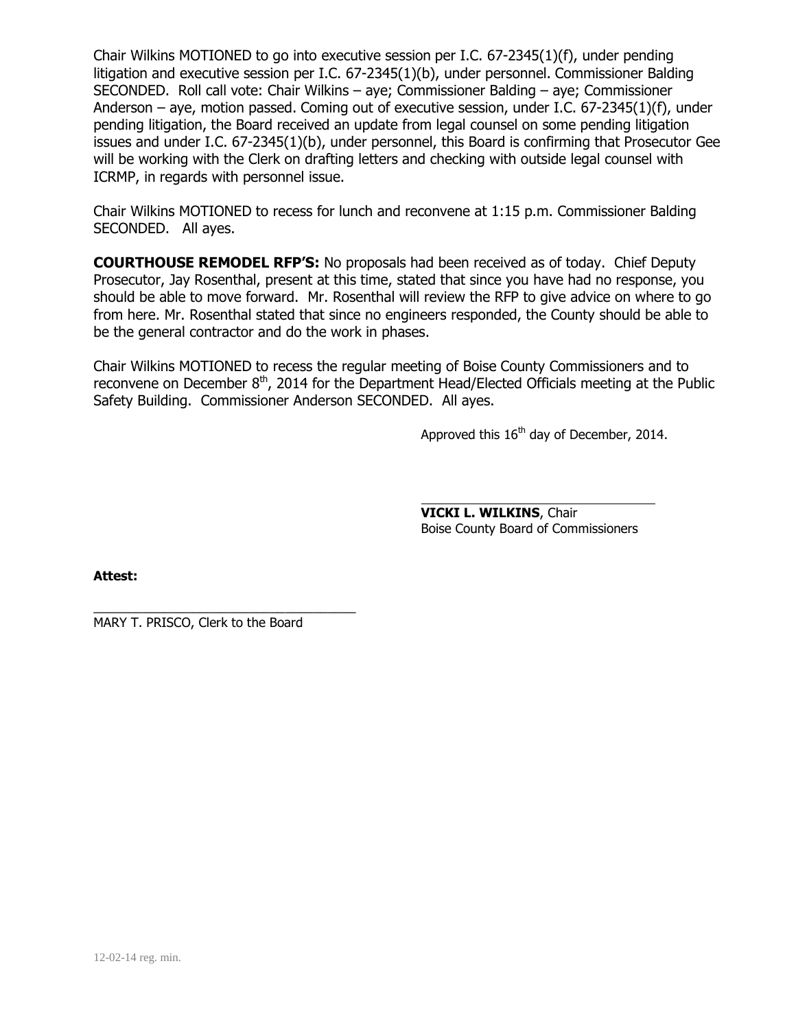Chair Wilkins MOTIONED to go into executive session per I.C. 67-2345(1)(f), under pending litigation and executive session per I.C. 67-2345(1)(b), under personnel. Commissioner Balding SECONDED. Roll call vote: Chair Wilkins – aye; Commissioner Balding – aye; Commissioner Anderson – aye, motion passed. Coming out of executive session, under I.C. 67-2345(1)(f), under pending litigation, the Board received an update from legal counsel on some pending litigation issues and under I.C. 67-2345(1)(b), under personnel, this Board is confirming that Prosecutor Gee will be working with the Clerk on drafting letters and checking with outside legal counsel with ICRMP, in regards with personnel issue.

Chair Wilkins MOTIONED to recess for lunch and reconvene at 1:15 p.m. Commissioner Balding SECONDED. All ayes.

**COURTHOUSE REMODEL RFP'S:** No proposals had been received as of today. Chief Deputy Prosecutor, Jay Rosenthal, present at this time, stated that since you have had no response, you should be able to move forward. Mr. Rosenthal will review the RFP to give advice on where to go from here. Mr. Rosenthal stated that since no engineers responded, the County should be able to be the general contractor and do the work in phases.

Chair Wilkins MOTIONED to recess the regular meeting of Boise County Commissioners and to reconvene on December 8th, 2014 for the Department Head/Elected Officials meeting at the Public Safety Building. Commissioner Anderson SECONDED. All ayes.

Approved this 16th day of December, 2014.

\_\_\_\_\_\_\_\_\_\_\_\_\_\_\_\_\_\_\_\_\_\_\_\_\_\_\_\_\_\_\_\_\_\_\_\_

**VICKI L. WILKINS**, Chair
Boise County Board of Commissioners

**Attest:**

\_\_\_\_\_\_\_\_\_\_\_\_\_\_\_\_\_\_\_\_\_\_\_\_\_\_\_\_\_\_\_\_\_\_\_\_

MARY T. PRISCO, Clerk to the Board